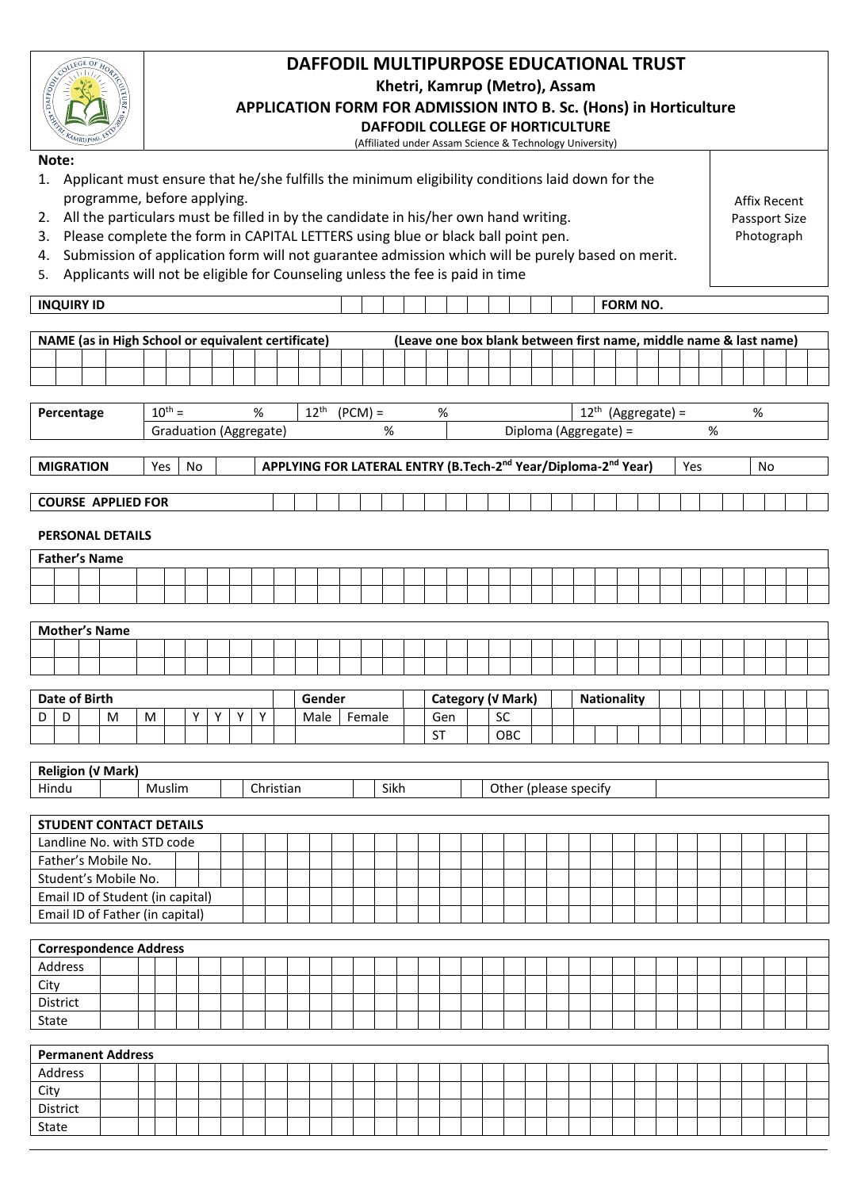# DAFFODIL MULTIPURPOSE EDUCATIONAL TRUST

**Khetri, Kamrup (Metro), Assam**

## APPLICATION FORM FOR ADMISSION INTO B. Sc. (Hons) in Horticulture

**DAFFODIL COLLEGE OF HORTICULTURE**

(Affiliated under Assam Science & Technology University)

**Note:**

1. Applicant must ensure that he/she fulfills the minimum eligibility conditions laid down for the programme, before applying.
2. All the particulars must be filled in by the candidate in his/her own hand writing.
3. Please complete the form in CAPITAL LETTERS using blue or black ball point pen.
4. Submission of application form will not guarantee admission which will be purely based on merit.
5. Applicants will not be eligible for Counseling unless the fee is paid in time

Affix Recent Passport Size Photograph

| **INQUIRY ID** | | **FORM NO.** | |
|---|---|---|---|

| **NAME (as in High School or equivalent certificate)** | **(Leave one box blank between first name, middle name & last name)** |
|---|---|
| | |
| | |

| **Percentage** | $10^{th}$ = % | $12^{th}$ (PCM) = % | $12^{th}$ (Aggregate) = % |
|---|---|---|---|
| | Graduation (Aggregate) % | Diploma (Aggregate) = % | |

| **MIGRATION** | Yes | No | **APPLYING FOR LATERAL ENTRY (B.Tech-2nd Year/Diploma-2nd Year)** | Yes | No |
|---|---|---|---|---|---|

| **COURSE APPLIED FOR** | |
|---|---|

**PERSONAL DETAILS**

| **Father's Name** |
|---|
| |
| |

| **Mother's Name** |
|---|
| |
| |

| **Date of Birth** | | | | | | | | **Gender** | | **Category (√ Mark)** | | | | **Nationality** |
|---|---|---|---|---|---|---|---|---|---|---|---|---|---|---|
| D | D | M | M | Y | Y | Y | Y | Male | Female | Gen | | SC | | |
| | | | | | | | | | | ST | | OBC | | |

| **Religion (√ Mark)** | | | | | | | | | |
|---|---|---|---|---|---|---|---|---|---|
| Hindu | | Muslim | | Christian | | Sikh | | Other (please specify | |

| **STUDENT CONTACT DETAILS** | |
|---|---|
| Landline No. with STD code | |
| Father's Mobile No. | |
| Student's Mobile No. | |
| Email ID of Student (in capital) | |
| Email ID of Father (in capital) | |

| **Correspondence Address** | |
|---|---|
| Address | |
| City | |
| District | |
| State | |

| **Permanent Address** | |
|---|---|
| Address | |
| City | |
| District | |
| State | |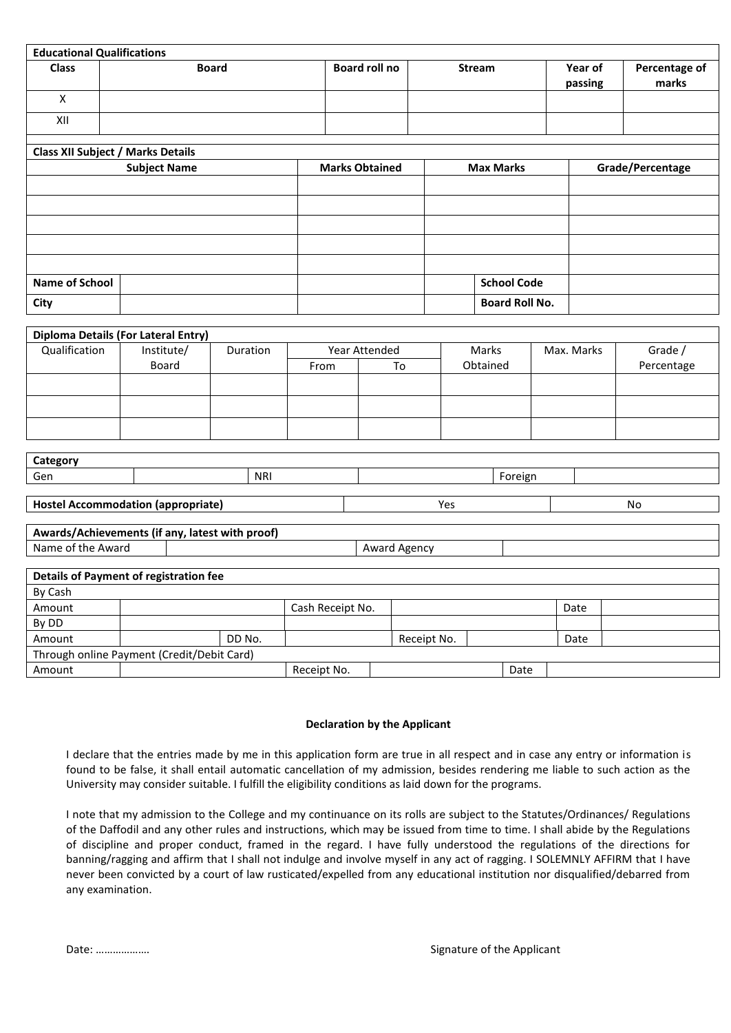**Educational Qualifications**

| Class | Board | Board roll no | Stream | Year of passing | Percentage of marks |
|---|---|---|---|---|---|
| X | | | | | |
| XII | | | | | |

**Class XII Subject / Marks Details**

| Subject Name | Marks Obtained | Max Marks | Grade/Percentage |
|---|---|---|---|
| | | | |
| | | | |
| | | | |
| | | | |
| | | | |

| Name of School | | | | School Code | |
|---|---|---|---|---|---|
| City | | | | Board Roll No. | |

**Diploma Details (For Lateral Entry)**

| Qualification | Institute/ Board | Duration | Year Attended | | Marks Obtained | Max. Marks | Grade / Percentage |
|---|---|---|---|---|---|---|---|
| | | | From | To | | | |
| | | | | | | | |
| | | | | | | | |
| | | | | | | | |

**Category**

| Gen | | NRI | | Foreign | |
|---|---|---|---|---|---|

| Hostel Accommodation (appropriate) | | Yes | | No |
|---|---|---|---|---|

**Awards/Achievements (if any, latest with proof)**

| Name of the Award | | Award Agency | |
|---|---|---|---|

**Details of Payment of registration fee**

| By Cash | | | | | | | |
|---|---|---|---|---|---|---|---|
| Amount | | | Cash Receipt No. | | | Date | |
| By DD | | | | | | | |
| Amount | | DD No. | | Receipt No. | | Date | |
| Through online Payment (Credit/Debit Card) | | | | | | | |
| Amount | | | Receipt No. | | | Date | |

**Declaration by the Applicant**

I declare that the entries made by me in this application form are true in all respect and in case any entry or information is found to be false, it shall entail automatic cancellation of my admission, besides rendering me liable to such action as the University may consider suitable. I fulfill the eligibility conditions as laid down for the programs.

I note that my admission to the College and my continuance on its rolls are subject to the Statutes/Ordinances/ Regulations of the Daffodil and any other rules and instructions, which may be issued from time to time. I shall abide by the Regulations of discipline and proper conduct, framed in the regard. I have fully understood the regulations of the directions for banning/ragging and affirm that I shall not indulge and involve myself in any act of ragging. I SOLEMNLY AFFIRM that I have never been convicted by a court of law rusticated/expelled from any educational institution nor disqualified/debarred from any examination.

Date: ………………

Signature of the Applicant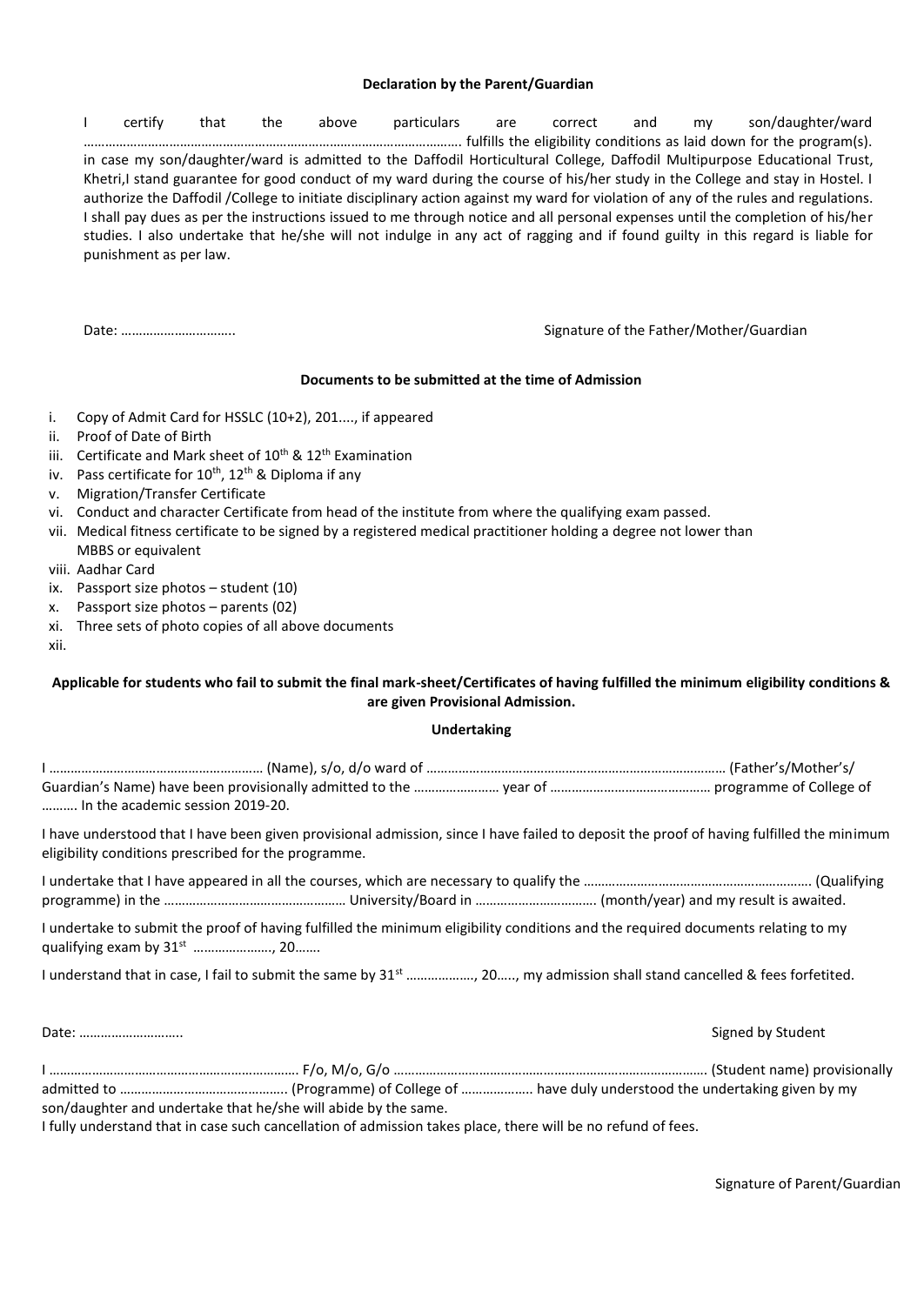**Declaration by the Parent/Guardian**

I certify that the above particulars are correct and my son/daughter/ward ………………………………………………………………………………………. fulfills the eligibility conditions as laid down for the program(s). in case my son/daughter/ward is admitted to the Daffodil Horticultural College, Daffodil Multipurpose Educational Trust, Khetri,I stand guarantee for good conduct of my ward during the course of his/her study in the College and stay in Hostel. I authorize the Daffodil /College to initiate disciplinary action against my ward for violation of any of the rules and regulations. I shall pay dues as per the instructions issued to me through notice and all personal expenses until the completion of his/her studies. I also undertake that he/she will not indulge in any act of ragging and if found guilty in this regard is liable for punishment as per law.

Date: …………………………. Signature of the Father/Mother/Guardian

**Documents to be submitted at the time of Admission**

i. Copy of Admit Card for HSSLC (10+2), 201...., if appeared
ii. Proof of Date of Birth
iii. Certificate and Mark sheet of 10th & 12th Examination
iv. Pass certificate for 10th, 12th & Diploma if any
v. Migration/Transfer Certificate
vi. Conduct and character Certificate from head of the institute from where the qualifying exam passed.
vii. Medical fitness certificate to be signed by a registered medical practitioner holding a degree not lower than MBBS or equivalent
viii. Aadhar Card
ix. Passport size photos – student (10)
x. Passport size photos – parents (02)
xi. Three sets of photo copies of all above documents
xii.

**Applicable for students who fail to submit the final mark-sheet/Certificates of having fulfilled the minimum eligibility conditions & are given Provisional Admission.**

**Undertaking**

I …………………………………………………… (Name), s/o, d/o ward of ……………………………………………………………………… (Father's/Mother's/ Guardian's Name) have been provisionally admitted to the …………………… year of ……………………………………… programme of College of ………. In the academic session 2019-20.

I have understood that I have been given provisional admission, since I have failed to deposit the proof of having fulfilled the minimum eligibility conditions prescribed for the programme.

I undertake that I have appeared in all the courses, which are necessary to qualify the ………………………………………………………. (Qualifying programme) in the …………………………………………… University/Board in ……………………………. (month/year) and my result is awaited.

I undertake to submit the proof of having fulfilled the minimum eligibility conditions and the required documents relating to my qualifying exam by 31st …………………., 20…….

I understand that in case, I fail to submit the same by 31st ………………., 20….., my admission shall stand cancelled & fees forfetited.

Date: ……………………….. Signed by Student

I …………………………………………………………. F/o, M/o, G/o ………………………………………………………………………….. (Student name) provisionally admitted to ………………………………………. (Programme) of College of ……………….. have duly understood the undertaking given by my son/daughter and undertake that he/she will abide by the same.

I fully understand that in case such cancellation of admission takes place, there will be no refund of fees.

Signature of Parent/Guardian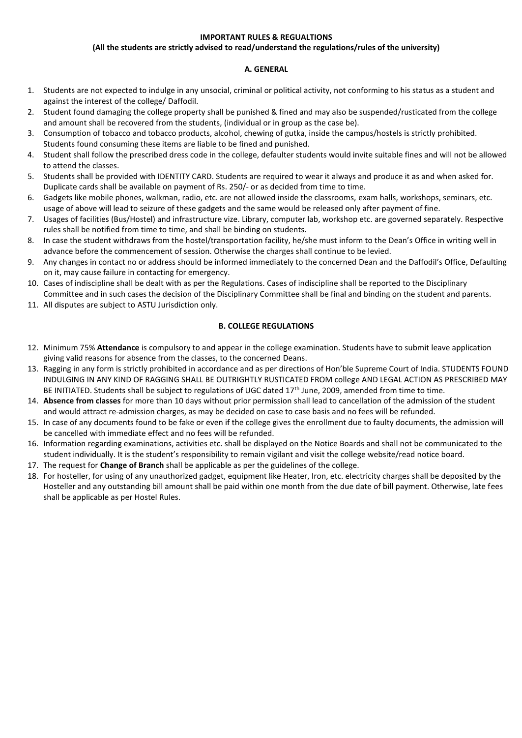**IMPORTANT RULES & REGUALTIONS**

**(All the students are strictly advised to read/understand the regulations/rules of the university)**

## A. GENERAL

1. Students are not expected to indulge in any unsocial, criminal or political activity, not conforming to his status as a student and against the interest of the college/ Daffodil.
2. Student found damaging the college property shall be punished & fined and may also be suspended/rusticated from the college and amount shall be recovered from the students, (individual or in group as the case be).
3. Consumption of tobacco and tobacco products, alcohol, chewing of gutka, inside the campus/hostels is strictly prohibited. Students found consuming these items are liable to be fined and punished.
4. Student shall follow the prescribed dress code in the college, defaulter students would invite suitable fines and will not be allowed to attend the classes.
5. Students shall be provided with IDENTITY CARD. Students are required to wear it always and produce it as and when asked for. Duplicate cards shall be available on payment of Rs. 250/- or as decided from time to time.
6. Gadgets like mobile phones, walkman, radio, etc. are not allowed inside the classrooms, exam halls, workshops, seminars, etc. usage of above will lead to seizure of these gadgets and the same would be released only after payment of fine.
7. Usages of facilities (Bus/Hostel) and infrastructure vize. Library, computer lab, workshop etc. are governed separately. Respective rules shall be notified from time to time, and shall be binding on students.
8. In case the student withdraws from the hostel/transportation facility, he/she must inform to the Dean's Office in writing well in advance before the commencement of session. Otherwise the charges shall continue to be levied.
9. Any changes in contact no or address should be informed immediately to the concerned Dean and the Daffodil's Office, Defaulting on it, may cause failure in contacting for emergency.
10. Cases of indiscipline shall be dealt with as per the Regulations. Cases of indiscipline shall be reported to the Disciplinary Committee and in such cases the decision of the Disciplinary Committee shall be final and binding on the student and parents.
11. All disputes are subject to ASTU Jurisdiction only.

## B. COLLEGE REGULATIONS

12. Minimum 75% **Attendance** is compulsory to and appear in the college examination. Students have to submit leave application giving valid reasons for absence from the classes, to the concerned Deans.
13. Ragging in any form is strictly prohibited in accordance and as per directions of Hon'ble Supreme Court of India. STUDENTS FOUND INDULGING IN ANY KIND OF RAGGING SHALL BE OUTRIGHTLY RUSTICATED FROM college AND LEGAL ACTION AS PRESCRIBED MAY BE INITIATED. Students shall be subject to regulations of UGC dated 17th June, 2009, amended from time to time.
14. **Absence from classes** for more than 10 days without prior permission shall lead to cancellation of the admission of the student and would attract re-admission charges, as may be decided on case to case basis and no fees will be refunded.
15. In case of any documents found to be fake or even if the college gives the enrollment due to faulty documents, the admission will be cancelled with immediate effect and no fees will be refunded.
16. Information regarding examinations, activities etc. shall be displayed on the Notice Boards and shall not be communicated to the student individually. It is the student's responsibility to remain vigilant and visit the college website/read notice board.
17. The request for **Change of Branch** shall be applicable as per the guidelines of the college.
18. For hosteller, for using of any unauthorized gadget, equipment like Heater, Iron, etc. electricity charges shall be deposited by the Hosteller and any outstanding bill amount shall be paid within one month from the due date of bill payment. Otherwise, late fees shall be applicable as per Hostel Rules.